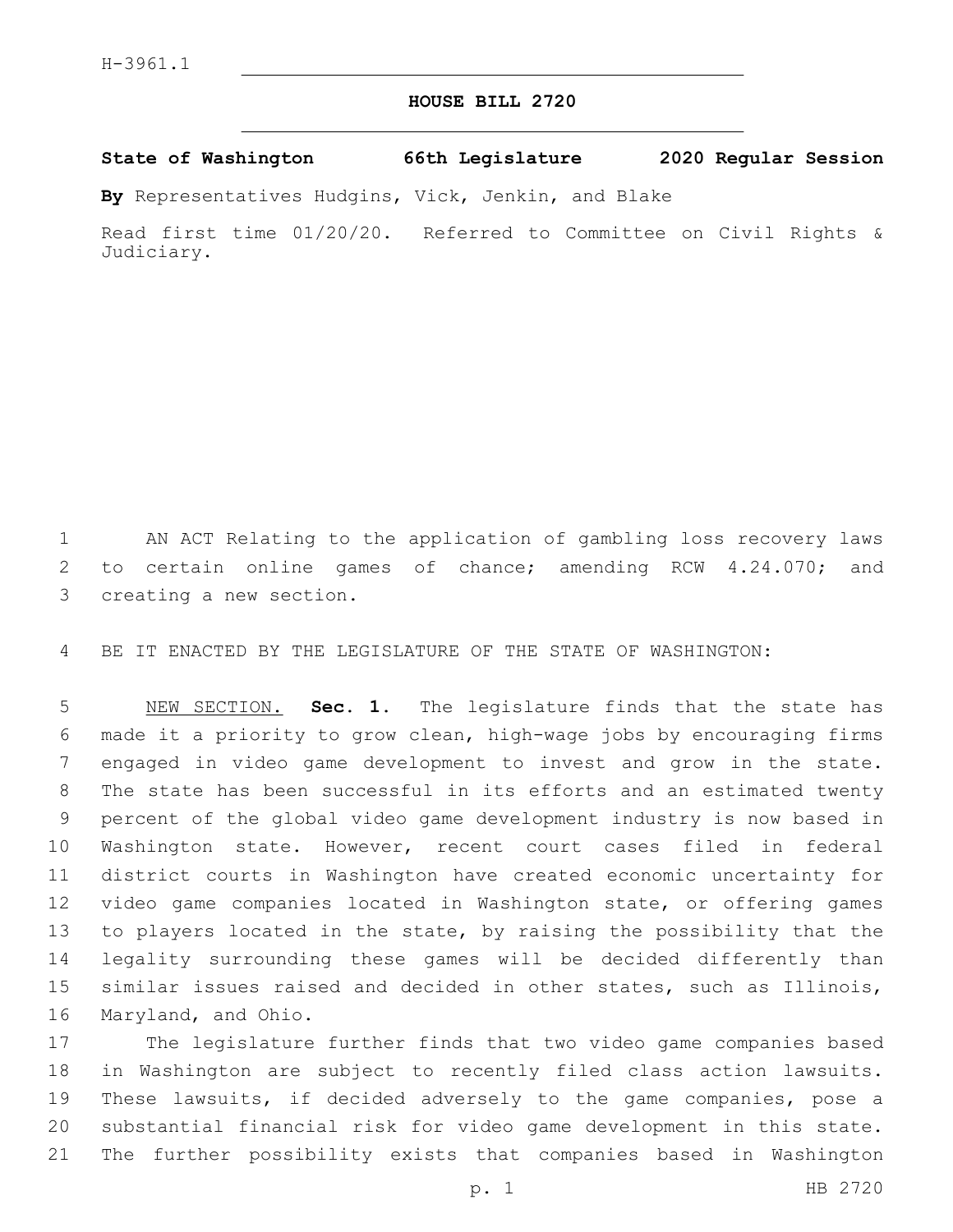H-3961.1

# HOUSE BILL 2720

**State of Washington 66th Legislature 2020 Regular Session**

**By** Representatives Hudgins, Vick, Jenkin, and Blake

Read first time 01/20/20. Referred to Committee on Civil Rights & Judiciary.

AN ACT Relating to the application of gambling loss recovery laws to certain online games of chance; amending RCW 4.24.070; and creating a new section.

BE IT ENACTED BY THE LEGISLATURE OF THE STATE OF WASHINGTON:

NEW SECTION. **Sec. 1.** The legislature finds that the state has made it a priority to grow clean, high-wage jobs by encouraging firms engaged in video game development to invest and grow in the state. The state has been successful in its efforts and an estimated twenty percent of the global video game development industry is now based in Washington state. However, recent court cases filed in federal district courts in Washington have created economic uncertainty for video game companies located in Washington state, or offering games to players located in the state, by raising the possibility that the legality surrounding these games will be decided differently than similar issues raised and decided in other states, such as Illinois, Maryland, and Ohio.

The legislature further finds that two video game companies based in Washington are subject to recently filed class action lawsuits. These lawsuits, if decided adversely to the game companies, pose a substantial financial risk for video game development in this state. The further possibility exists that companies based in Washington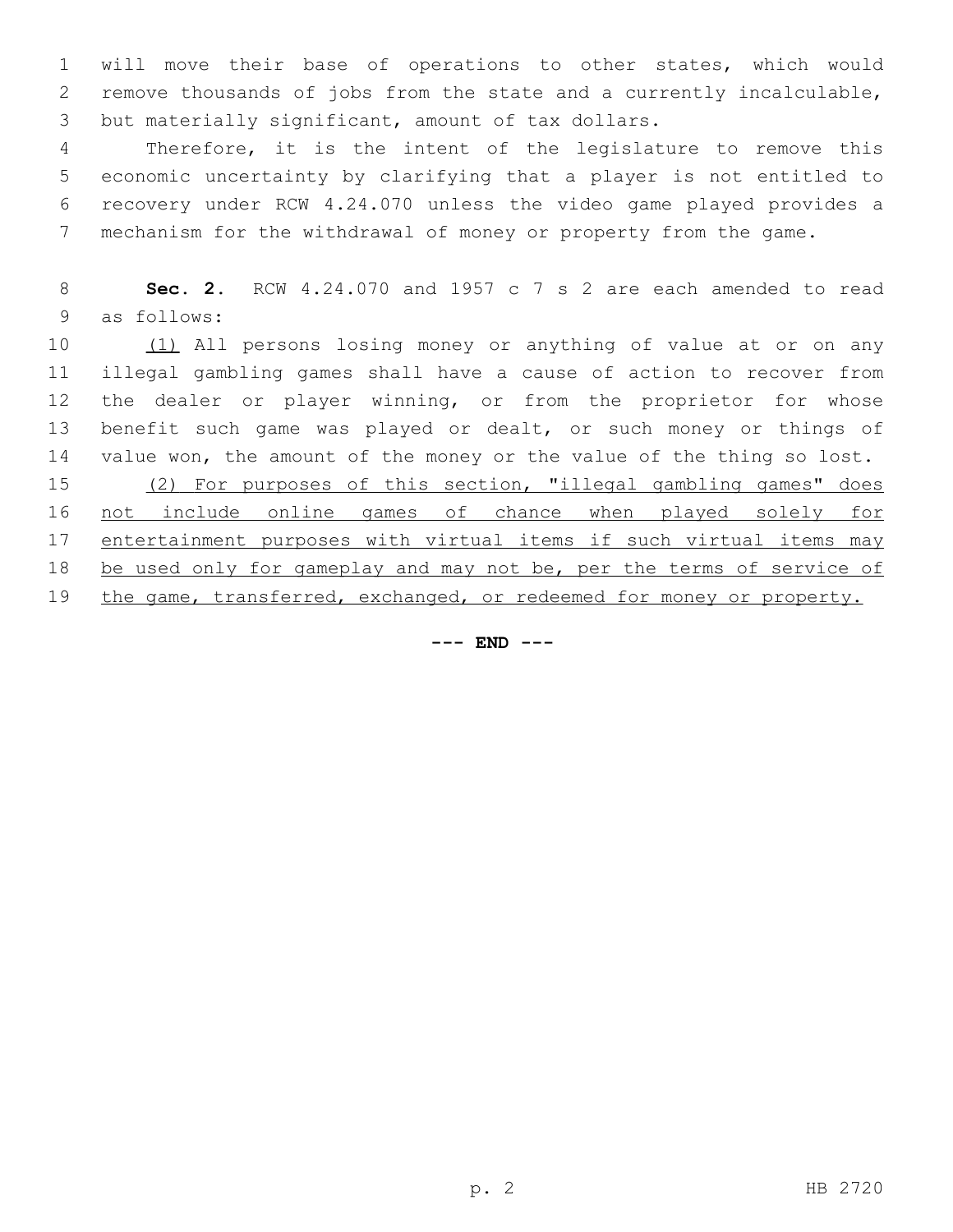will move their base of operations to other states, which would remove thousands of jobs from the state and a currently incalculable, but materially significant, amount of tax dollars.

Therefore, it is the intent of the legislature to remove this economic uncertainty by clarifying that a player is not entitled to recovery under RCW 4.24.070 unless the video game played provides a mechanism for the withdrawal of money or property from the game.

**Sec. 2.** RCW 4.24.070 and 1957 c 7 s 2 are each amended to read as follows:

<u>(1)</u> All persons losing money or anything of value at or on any illegal gambling games shall have a cause of action to recover from the dealer or player winning, or from the proprietor for whose benefit such game was played or dealt, or such money or things of value won, the amount of the money or the value of the thing so lost.

<u>(2) For purposes of this section, "illegal gambling games" does not include online games of chance when played solely for entertainment purposes with virtual items if such virtual items may be used only for gameplay and may not be, per the terms of service of the game, transferred, exchanged, or redeemed for money or property.</u>

**--- END ---**